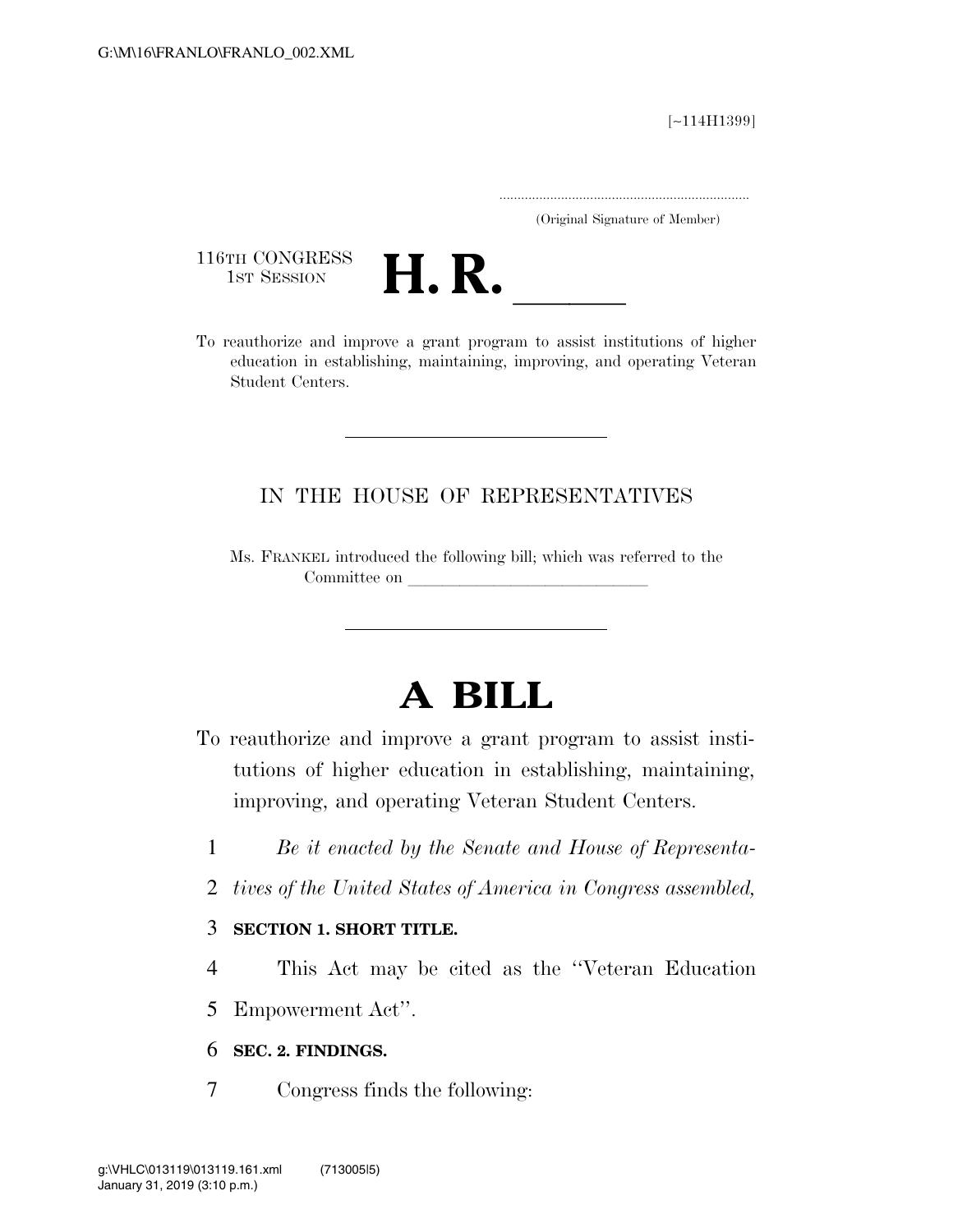G:\M\16\FRANLO\FRANLO_002.XML

[~114H1399]

.....................................................................
(Original Signature of Member)

116TH CONGRESS
1ST SESSION

# H. R. \_\_\_\_\_\_

To reauthorize and improve a grant program to assist institutions of higher education in establishing, maintaining, improving, and operating Veteran Student Centers.

---

IN THE HOUSE OF REPRESENTATIVES

Ms. FRANKEL introduced the following bill; which was referred to the Committee on \_\_\_\_\_\_\_\_\_\_\_\_\_\_\_\_\_\_\_\_\_\_\_\_\_\_\_\_\_\_

---

# A BILL

To reauthorize and improve a grant program to assist institutions of higher education in establishing, maintaining, improving, and operating Veteran Student Centers.

1 *Be it enacted by the Senate and House of Representa-*
2 *tives of the United States of America in Congress assembled,*

3 **SECTION 1. SHORT TITLE.**

4 This Act may be cited as the ''Veteran Education
5 Empowerment Act''.

6 **SEC. 2. FINDINGS.**

7 Congress finds the following:

g:\VHLC\013119\013119.161.xml (713005|5)
January 31, 2019 (3:10 p.m.)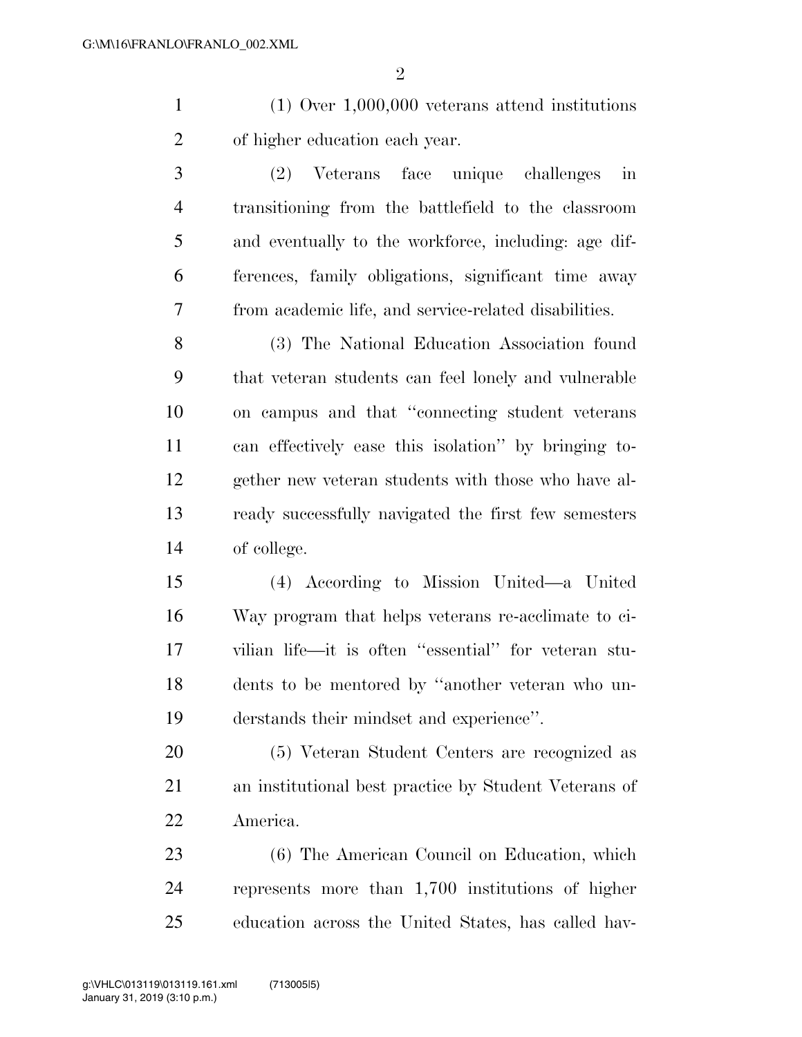(1) Over 1,000,000 veterans attend institutions of higher education each year.

(2) Veterans face unique challenges in transitioning from the battlefield to the classroom and eventually to the workforce, including: age differences, family obligations, significant time away from academic life, and service-related disabilities.

(3) The National Education Association found that veteran students can feel lonely and vulnerable on campus and that "connecting student veterans can effectively ease this isolation" by bringing together new veteran students with those who have already successfully navigated the first few semesters of college.

(4) According to Mission United—a United Way program that helps veterans re-acclimate to civilian life—it is often "essential" for veteran students to be mentored by "another veteran who understands their mindset and experience".

(5) Veteran Student Centers are recognized as an institutional best practice by Student Veterans of America.

(6) The American Council on Education, which represents more than 1,700 institutions of higher education across the United States, has called hav-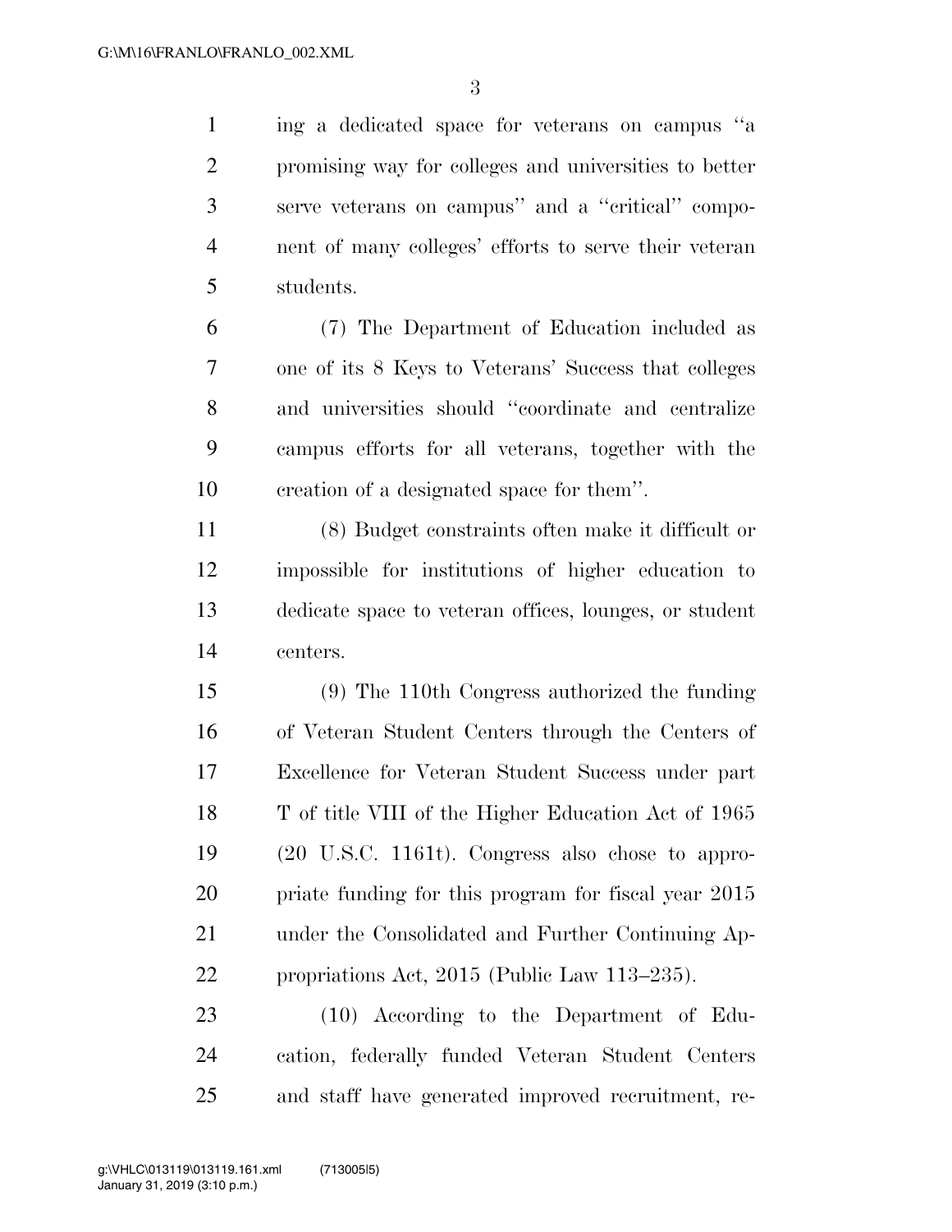ing a dedicated space for veterans on campus "a promising way for colleges and universities to better serve veterans on campus" and a "critical" component of many colleges' efforts to serve their veteran students.

(7) The Department of Education included as one of its 8 Keys to Veterans' Success that colleges and universities should "coordinate and centralize campus efforts for all veterans, together with the creation of a designated space for them".

(8) Budget constraints often make it difficult or impossible for institutions of higher education to dedicate space to veteran offices, lounges, or student centers.

(9) The 110th Congress authorized the funding of Veteran Student Centers through the Centers of Excellence for Veteran Student Success under part T of title VIII of the Higher Education Act of 1965 (20 U.S.C. 1161t). Congress also chose to appropriate funding for this program for fiscal year 2015 under the Consolidated and Further Continuing Appropriations Act, 2015 (Public Law 113–235).

(10) According to the Department of Education, federally funded Veteran Student Centers and staff have generated improved recruitment, re-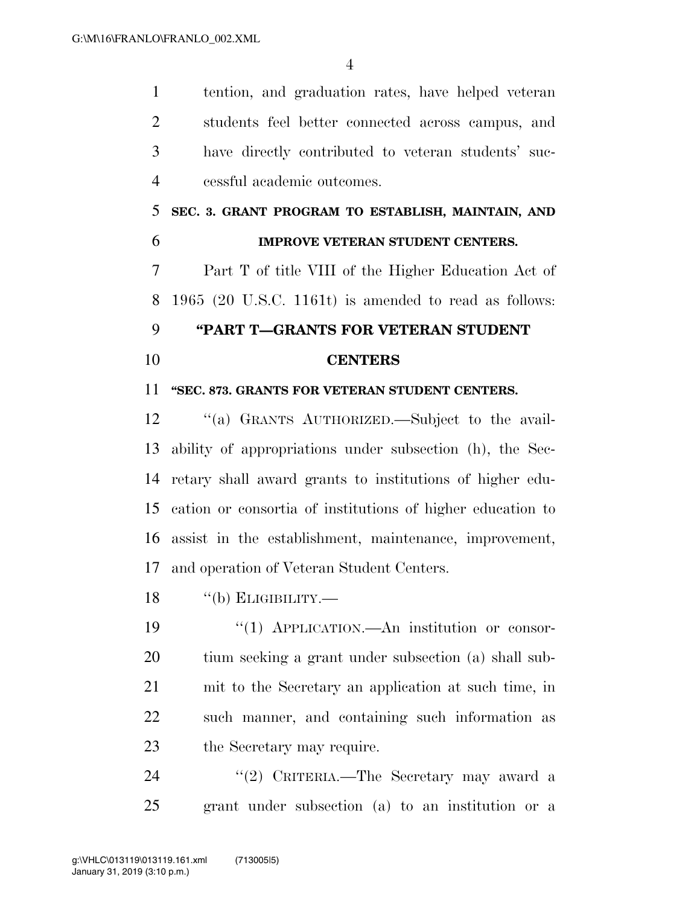tention, and graduation rates, have helped veteran students feel better connected across campus, and have directly contributed to veteran students' successful academic outcomes.

**SEC. 3. GRANT PROGRAM TO ESTABLISH, MAINTAIN, AND IMPROVE VETERAN STUDENT CENTERS.**

Part T of title VIII of the Higher Education Act of 1965 (20 U.S.C. 1161t) is amended to read as follows:

**"PART T—GRANTS FOR VETERAN STUDENT CENTERS**

**"SEC. 873. GRANTS FOR VETERAN STUDENT CENTERS.**

"(a) GRANTS AUTHORIZED.—Subject to the availability of appropriations under subsection (h), the Secretary shall award grants to institutions of higher education or consortia of institutions of higher education to assist in the establishment, maintenance, improvement, and operation of Veteran Student Centers.

"(b) ELIGIBILITY.—

"(1) APPLICATION.—An institution or consortium seeking a grant under subsection (a) shall submit to the Secretary an application at such time, in such manner, and containing such information as the Secretary may require.

"(2) CRITERIA.—The Secretary may award a grant under subsection (a) to an institution or a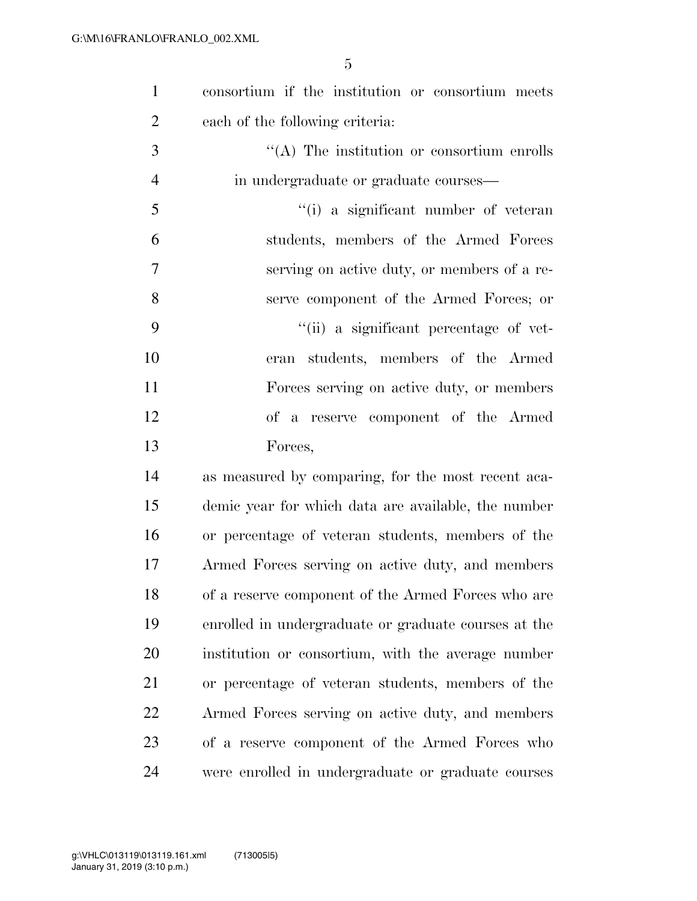consortium if the institution or consortium meets each of the following criteria:

''(A) The institution or consortium enrolls in undergraduate or graduate courses—

''(i) a significant number of veteran students, members of the Armed Forces serving on active duty, or members of a reserve component of the Armed Forces; or

''(ii) a significant percentage of veteran students, members of the Armed Forces serving on active duty, or members of a reserve component of the Armed Forces,

as measured by comparing, for the most recent academic year for which data are available, the number or percentage of veteran students, members of the Armed Forces serving on active duty, and members of a reserve component of the Armed Forces who are enrolled in undergraduate or graduate courses at the institution or consortium, with the average number or percentage of veteran students, members of the Armed Forces serving on active duty, and members of a reserve component of the Armed Forces who were enrolled in undergraduate or graduate courses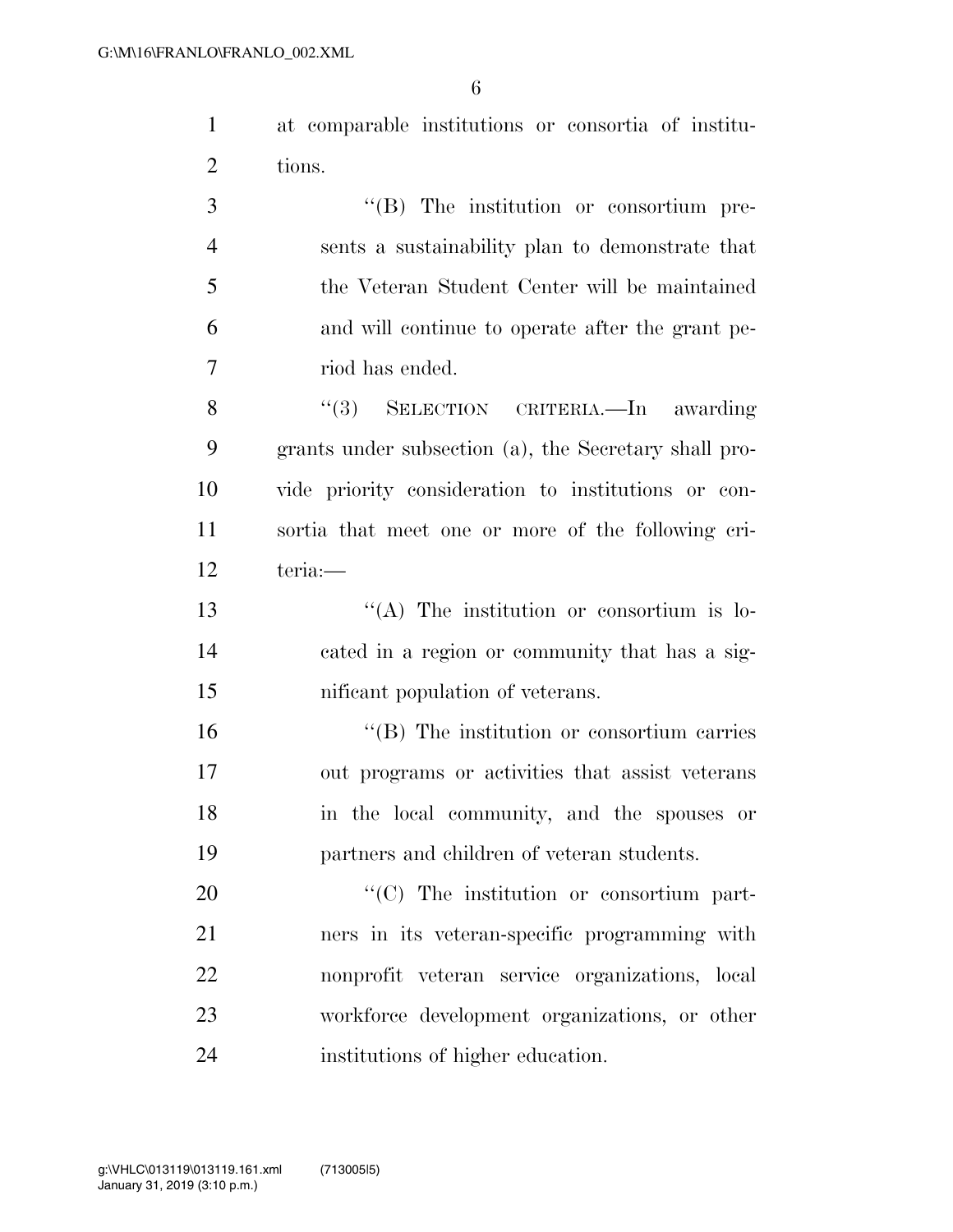at comparable institutions or consortia of institutions.

''(B) The institution or consortium presents a sustainability plan to demonstrate that the Veteran Student Center will be maintained and will continue to operate after the grant period has ended.

''(3) SELECTION CRITERIA.—In awarding grants under subsection (a), the Secretary shall provide priority consideration to institutions or consortia that meet one or more of the following criteria:—

''(A) The institution or consortium is located in a region or community that has a significant population of veterans.

''(B) The institution or consortium carries out programs or activities that assist veterans in the local community, and the spouses or partners and children of veteran students.

''(C) The institution or consortium partners in its veteran-specific programming with nonprofit veteran service organizations, local workforce development organizations, or other institutions of higher education.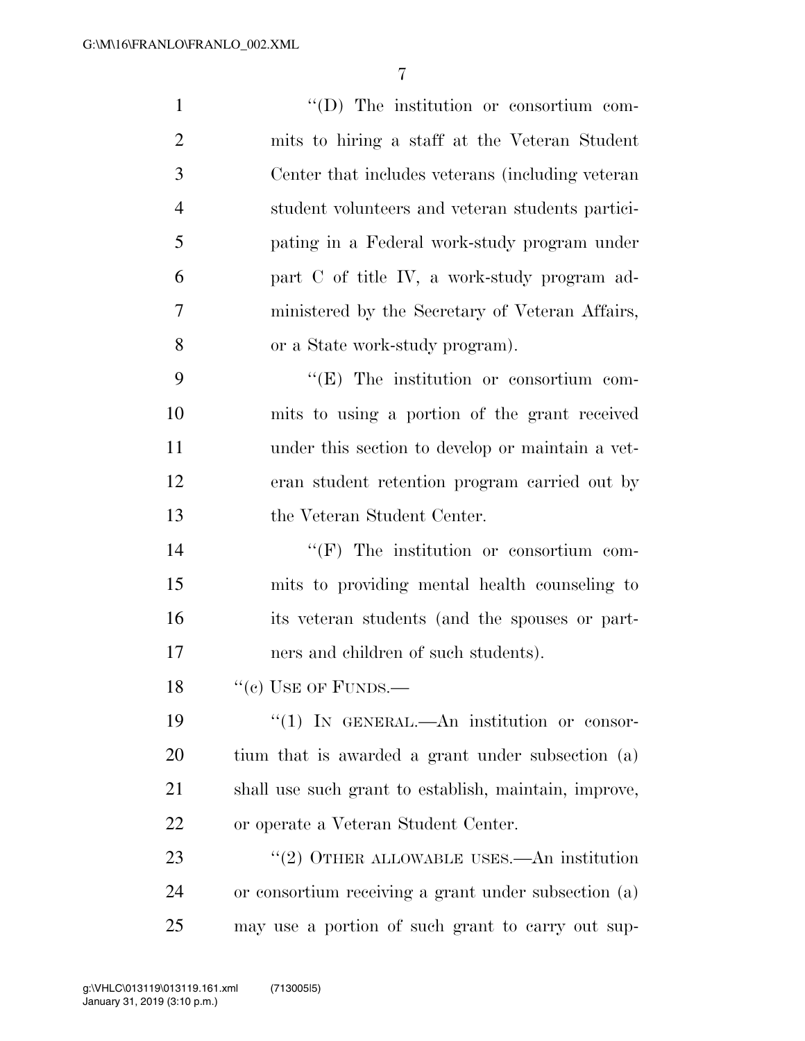"(D) The institution or consortium commits to hiring a staff at the Veteran Student Center that includes veterans (including veteran student volunteers and veteran students participating in a Federal work-study program under part C of title IV, a work-study program administered by the Secretary of Veteran Affairs, or a State work-study program).

"(E) The institution or consortium commits to using a portion of the grant received under this section to develop or maintain a veteran student retention program carried out by the Veteran Student Center.

"(F) The institution or consortium commits to providing mental health counseling to its veteran students (and the spouses or partners and children of such students).

"(c) USE OF FUNDS.—

"(1) IN GENERAL.—An institution or consortium that is awarded a grant under subsection (a) shall use such grant to establish, maintain, improve, or operate a Veteran Student Center.

"(2) OTHER ALLOWABLE USES.—An institution or consortium receiving a grant under subsection (a) may use a portion of such grant to carry out sup-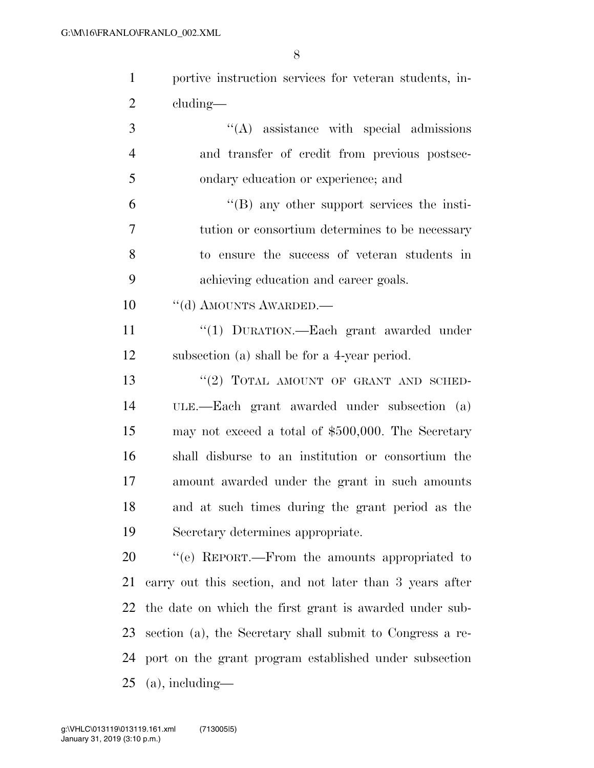portive instruction services for veteran students, including—

"(A) assistance with special admissions and transfer of credit from previous postsecondary education or experience; and

"(B) any other support services the institution or consortium determines to be necessary to ensure the success of veteran students in achieving education and career goals.

"(d) AMOUNTS AWARDED.—

"(1) DURATION.—Each grant awarded under subsection (a) shall be for a 4-year period.

"(2) TOTAL AMOUNT OF GRANT AND SCHEDULE.—Each grant awarded under subsection (a) may not exceed a total of $500,000. The Secretary shall disburse to an institution or consortium the amount awarded under the grant in such amounts and at such times during the grant period as the Secretary determines appropriate.

"(e) REPORT.—From the amounts appropriated to carry out this section, and not later than 3 years after the date on which the first grant is awarded under subsection (a), the Secretary shall submit to Congress a report on the grant program established under subsection (a), including—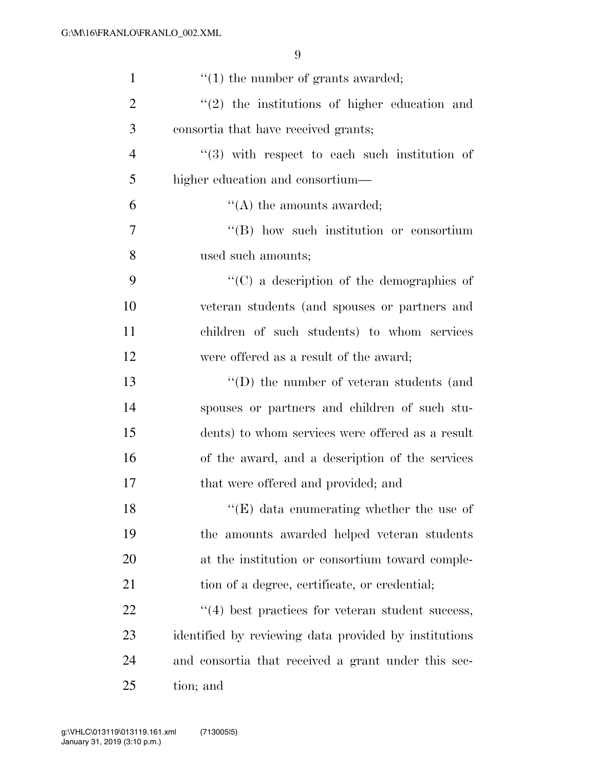"(1) the number of grants awarded;

"(2) the institutions of higher education and consortia that have received grants;

"(3) with respect to each such institution of higher education and consortium—

"(A) the amounts awarded;

"(B) how such institution or consortium used such amounts;

"(C) a description of the demographics of veteran students (and spouses or partners and children of such students) to whom services were offered as a result of the award;

"(D) the number of veteran students (and spouses or partners and children of such students) to whom services were offered as a result of the award, and a description of the services that were offered and provided; and

"(E) data enumerating whether the use of the amounts awarded helped veteran students at the institution or consortium toward completion of a degree, certificate, or credential;

"(4) best practices for veteran student success, identified by reviewing data provided by institutions and consortia that received a grant under this section; and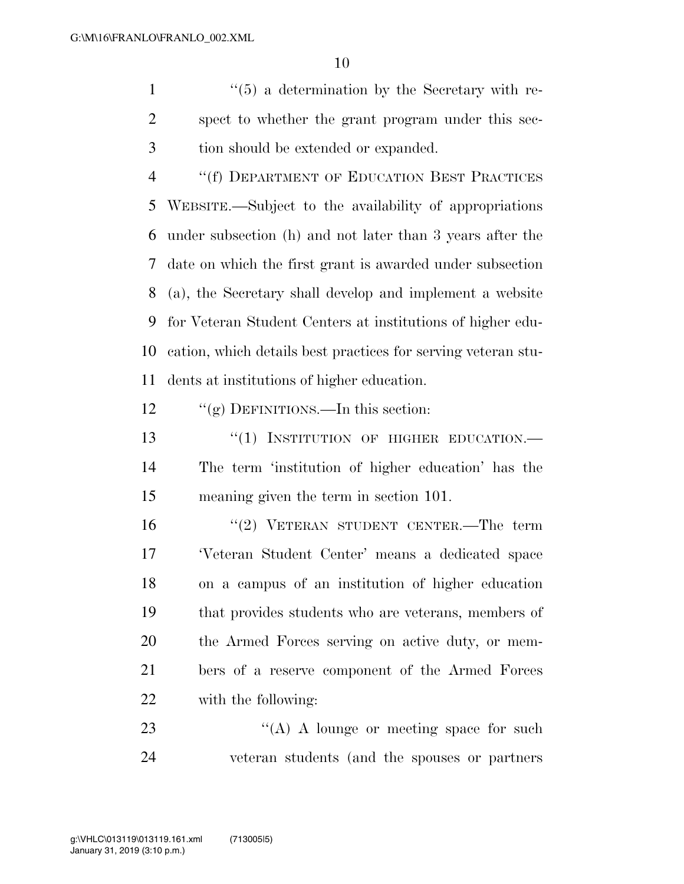"(5) a determination by the Secretary with respect to whether the grant program under this section should be extended or expanded.

"(f) DEPARTMENT OF EDUCATION BEST PRACTICES WEBSITE.—Subject to the availability of appropriations under subsection (h) and not later than 3 years after the date on which the first grant is awarded under subsection (a), the Secretary shall develop and implement a website for Veteran Student Centers at institutions of higher education, which details best practices for serving veteran students at institutions of higher education.

"(g) DEFINITIONS.—In this section:

"(1) INSTITUTION OF HIGHER EDUCATION.—The term 'institution of higher education' has the meaning given the term in section 101.

"(2) VETERAN STUDENT CENTER.—The term 'Veteran Student Center' means a dedicated space on a campus of an institution of higher education that provides students who are veterans, members of the Armed Forces serving on active duty, or members of a reserve component of the Armed Forces with the following:

"(A) A lounge or meeting space for such veteran students (and the spouses or partners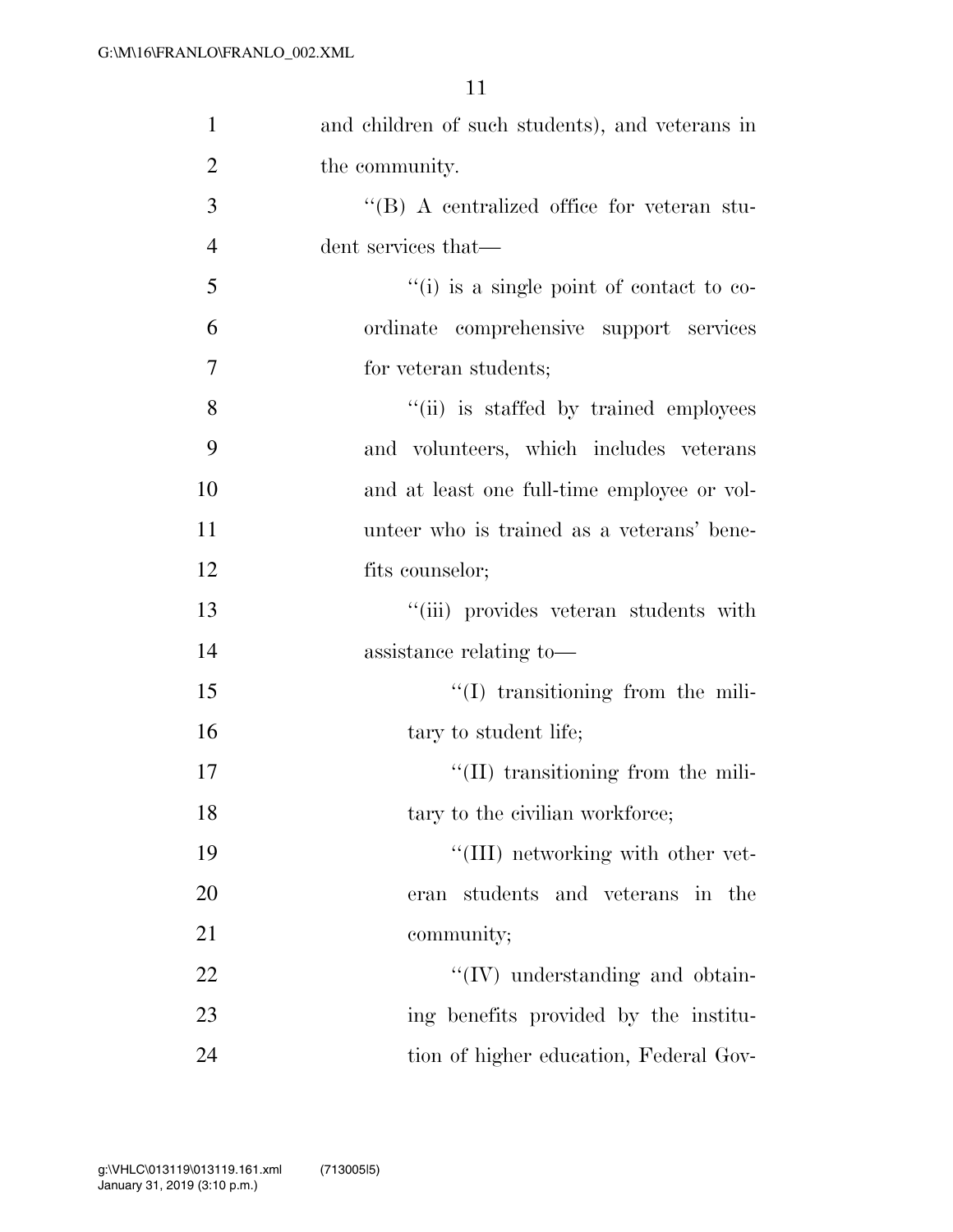and children of such students), and veterans in the community.

"(B) A centralized office for veteran student services that—

"(i) is a single point of contact to coordinate comprehensive support services for veteran students;

"(ii) is staffed by trained employees and volunteers, which includes veterans and at least one full-time employee or volunteer who is trained as a veterans' benefits counselor;

"(iii) provides veteran students with assistance relating to—

"(I) transitioning from the military to student life;

"(II) transitioning from the military to the civilian workforce;

"(III) networking with other veteran students and veterans in the community;

"(IV) understanding and obtaining benefits provided by the institution of higher education, Federal Gov-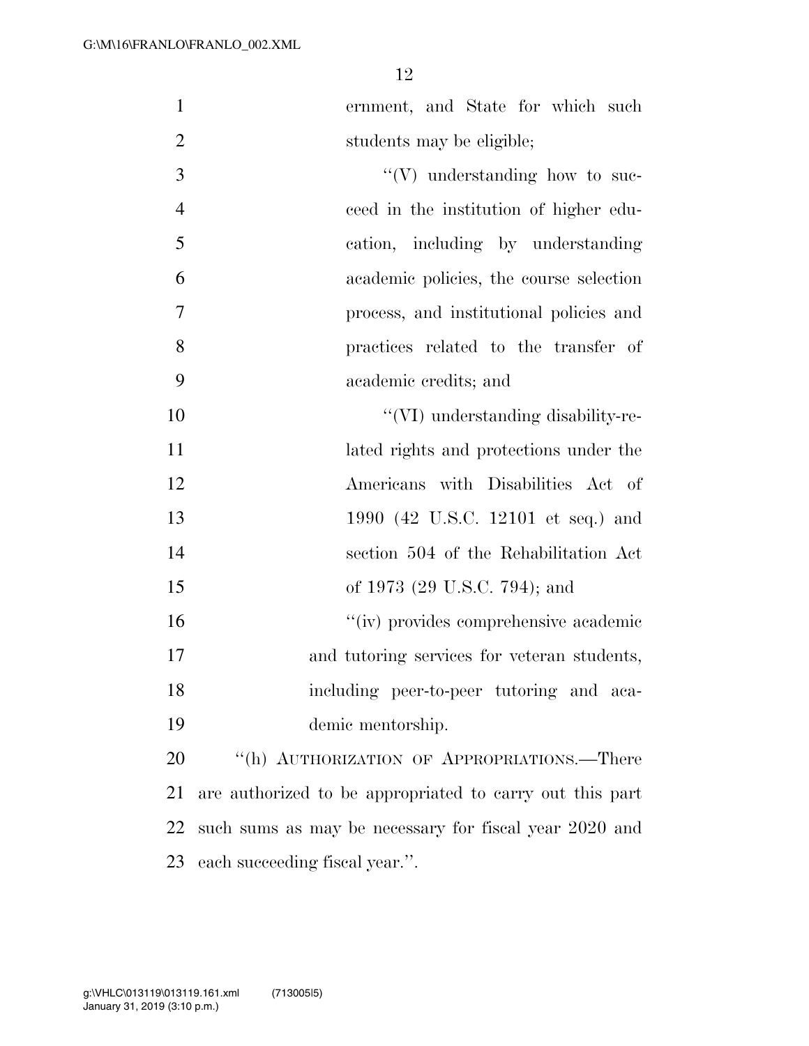ernment, and State for which such students may be eligible;

''(V) understanding how to succeed in the institution of higher education, including by understanding academic policies, the course selection process, and institutional policies and practices related to the transfer of academic credits; and

''(VI) understanding disability-related rights and protections under the Americans with Disabilities Act of 1990 (42 U.S.C. 12101 et seq.) and section 504 of the Rehabilitation Act of 1973 (29 U.S.C. 794); and

''(iv) provides comprehensive academic and tutoring services for veteran students, including peer-to-peer tutoring and academic mentorship.

''(h) AUTHORIZATION OF APPROPRIATIONS.—There are authorized to be appropriated to carry out this part such sums as may be necessary for fiscal year 2020 and each succeeding fiscal year.''.